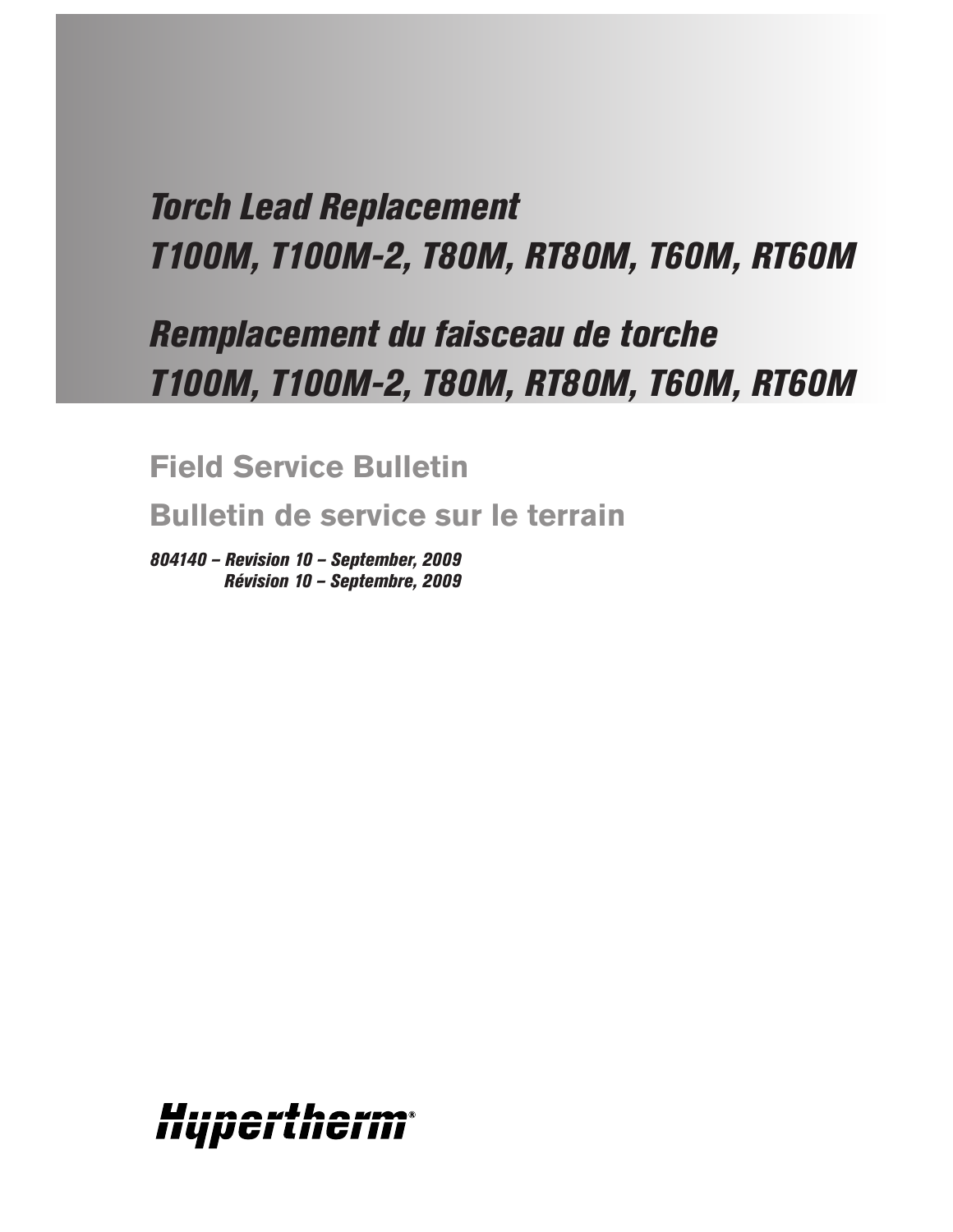# *Torch Lead Replacement T100M, T100M-2, T80M, RT80M, T60M, RT60M*

# *Remplacement du faisceau de torche T100M, T100M-2, T80M, RT80M, T60M, RT60M*

## Field Service Bulletin

## Bulletin de service sur le terrain

***804140 – Revision 10 – September, 2009***
***Révision 10 – Septembre, 2009***

Hypertherm®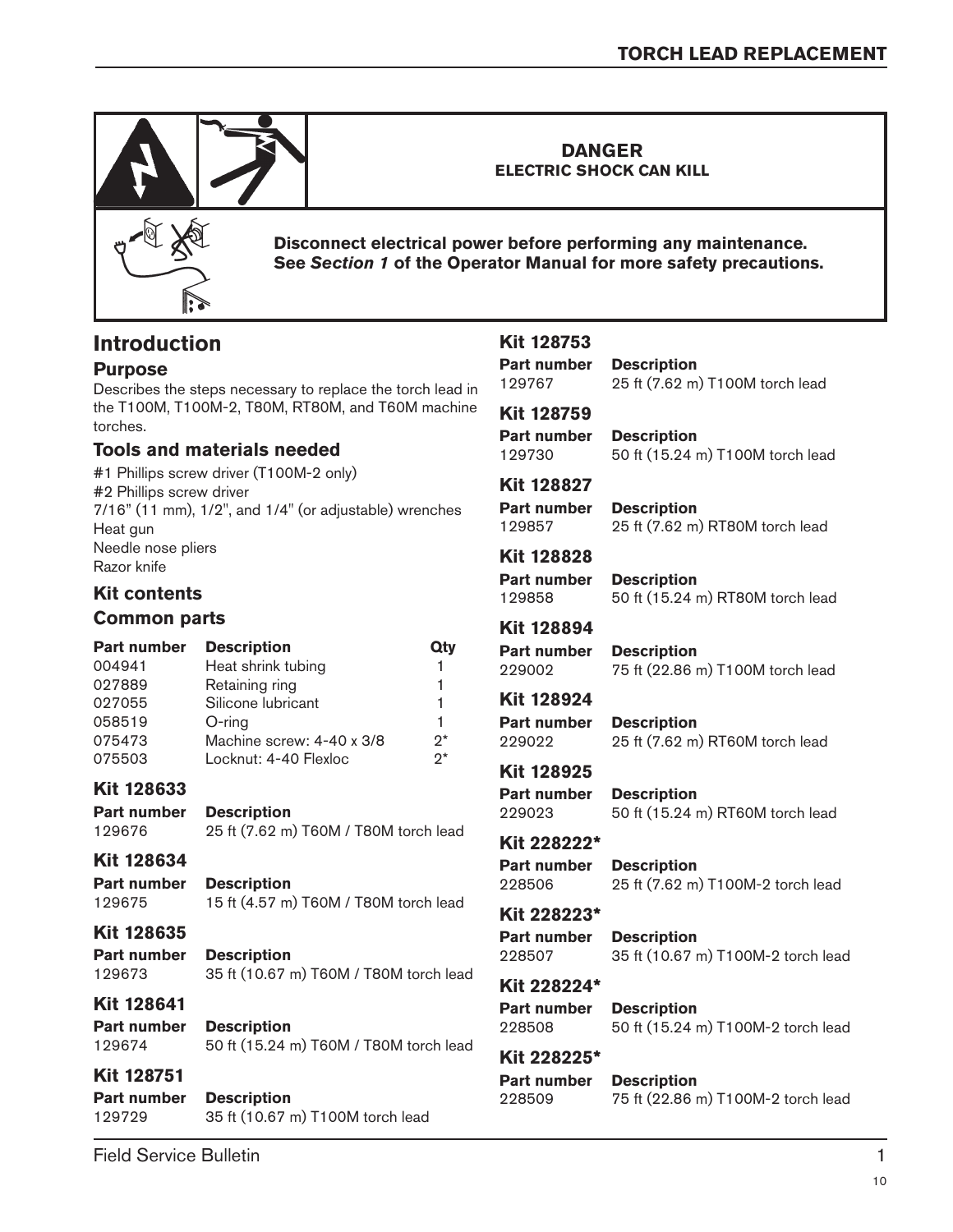**DANGER**
**ELECTRIC SHOCK CAN KILL**

**Disconnect electrical power before performing any maintenance.**
**See *Section 1* of the Operator Manual for more safety precautions.**

# Introduction

## Purpose

Describes the steps necessary to replace the torch lead in the T100M, T100M-2, T80M, RT80M, and T60M machine torches.

## Tools and materials needed

#1 Phillips screw driver (T100M-2 only)
#2 Phillips screw driver
7/16" (11 mm), 1/2", and 1/4" (or adjustable) wrenches
Heat gun
Needle nose pliers
Razor knife

## Kit contents

### Common parts

| Part number | Description | Qty |
|---|---|---|
| 004941 | Heat shrink tubing | 1 |
| 027889 | Retaining ring | 1 |
| 027055 | Silicone lubricant | 1 |
| 058519 | O-ring | 1 |
| 075473 | Machine screw: 4-40 x 3/8 | 2* |
| 075503 | Locknut: 4-40 Flexloc | 2* |

### Kit 128633

| Part number | Description |
|---|---|
| 129676 | 25 ft (7.62 m) T60M / T80M torch lead |

### Kit 128634

| Part number | Description |
|---|---|
| 129675 | 15 ft (4.57 m) T60M / T80M torch lead |

### Kit 128635

| Part number | Description |
|---|---|
| 129673 | 35 ft (10.67 m) T60M / T80M torch lead |

### Kit 128641

| Part number | Description |
|---|---|
| 129674 | 50 ft (15.24 m) T60M / T80M torch lead |

### Kit 128751

| Part number | Description |
|---|---|
| 129729 | 35 ft (10.67 m) T100M torch lead |

### Kit 128753

| Part number | Description |
|---|---|
| 129767 | 25 ft (7.62 m) T100M torch lead |

### Kit 128759

| Part number | Description |
|---|---|
| 129730 | 50 ft (15.24 m) T100M torch lead |

### Kit 128827

| Part number | Description |
|---|---|
| 129857 | 25 ft (7.62 m) RT80M torch lead |

### Kit 128828

| Part number | Description |
|---|---|
| 129858 | 50 ft (15.24 m) RT80M torch lead |

### Kit 128894

| Part number | Description |
|---|---|
| 229002 | 75 ft (22.86 m) T100M torch lead |

### Kit 128924

| Part number | Description |
|---|---|
| 229022 | 25 ft (7.62 m) RT60M torch lead |

### Kit 128925

| Part number | Description |
|---|---|
| 229023 | 50 ft (15.24 m) RT60M torch lead |

### Kit 228222*

| Part number | Description |
|---|---|
| 228506 | 25 ft (7.62 m) T100M-2 torch lead |

### Kit 228223*

| Part number | Description |
|---|---|
| 228507 | 35 ft (10.67 m) T100M-2 torch lead |

### Kit 228224*

| Part number | Description |
|---|---|
| 228508 | 50 ft (15.24 m) T100M-2 torch lead |

### Kit 228225*

| Part number | Description |
|---|---|
| 228509 | 75 ft (22.86 m) T100M-2 torch lead |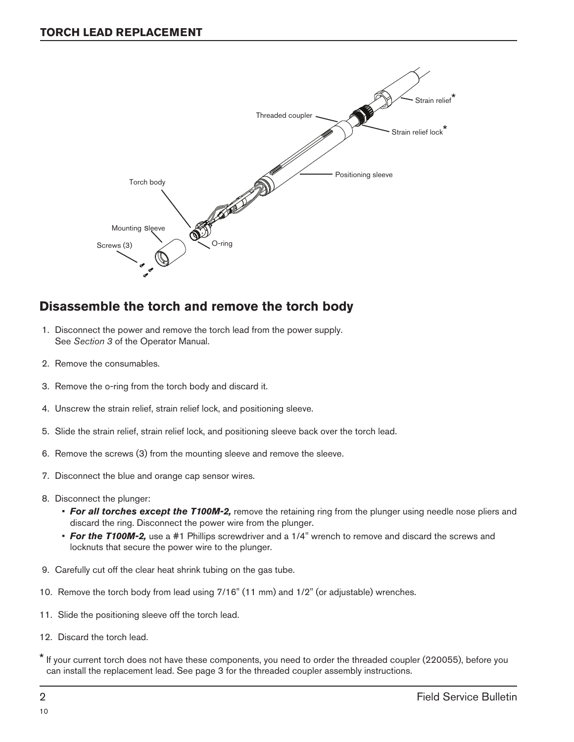## TORCH LEAD REPLACEMENT

Threaded coupler

Strain relief*

Strain relief lock*

Positioning sleeve

Torch body

Mounting Sleeve

Screws (3)

O-ring

## Disassemble the torch and remove the torch body

1. Disconnect the power and remove the torch lead from the power supply. See *Section 3* of the Operator Manual.
2. Remove the consumables.
3. Remove the o-ring from the torch body and discard it.
4. Unscrew the strain relief, strain relief lock, and positioning sleeve.
5. Slide the strain relief, strain relief lock, and positioning sleeve back over the torch lead.
6. Remove the screws (3) from the mounting sleeve and remove the sleeve.
7. Disconnect the blue and orange cap sensor wires.
8. Disconnect the plunger:
   - ***For all torches except the T100M-2,*** remove the retaining ring from the plunger using needle nose pliers and discard the ring. Disconnect the power wire from the plunger.
   - ***For the T100M-2,*** use a #1 Phillips screwdriver and a 1/4" wrench to remove and discard the screws and locknuts that secure the power wire to the plunger.
9. Carefully cut off the clear heat shrink tubing on the gas tube.
10. Remove the torch body from lead using 7/16" (11 mm) and 1/2" (or adjustable) wrenches.
11. Slide the positioning sleeve off the torch lead.
12. Discard the torch lead.

* If your current torch does not have these components, you need to order the threaded coupler (220055), before you can install the replacement lead. See page 3 for the threaded coupler assembly instructions.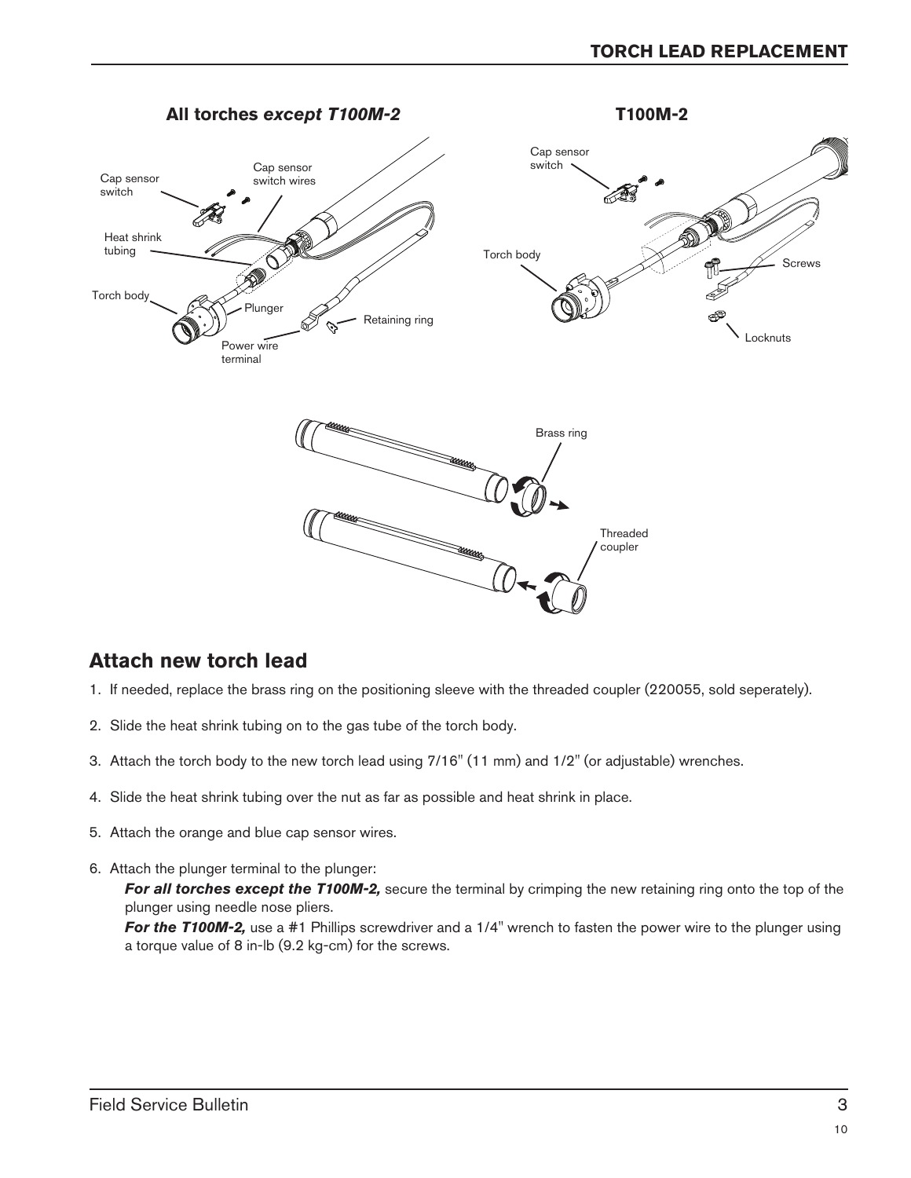## All torches *except T100M-2*

Cap sensor switch

Cap sensor switch wires

Heat shrink tubing

Torch body

Plunger

Retaining ring

Power wire terminal

## T100M-2

Cap sensor switch

Torch body

Screws

Locknuts

Brass ring

Threaded coupler

## Attach new torch lead

1. If needed, replace the brass ring on the positioning sleeve with the threaded coupler (220055, sold seperately).
2. Slide the heat shrink tubing on to the gas tube of the torch body.
3. Attach the torch body to the new torch lead using 7/16" (11 mm) and 1/2" (or adjustable) wrenches.
4. Slide the heat shrink tubing over the nut as far as possible and heat shrink in place.
5. Attach the orange and blue cap sensor wires.
6. Attach the plunger terminal to the plunger:

   ***For all torches except the T100M-2,*** secure the terminal by crimping the new retaining ring onto the top of the plunger using needle nose pliers.

   ***For the T100M-2,*** use a #1 Phillips screwdriver and a 1/4" wrench to fasten the power wire to the plunger using a torque value of 8 in-lb (9.2 kg-cm) for the screws.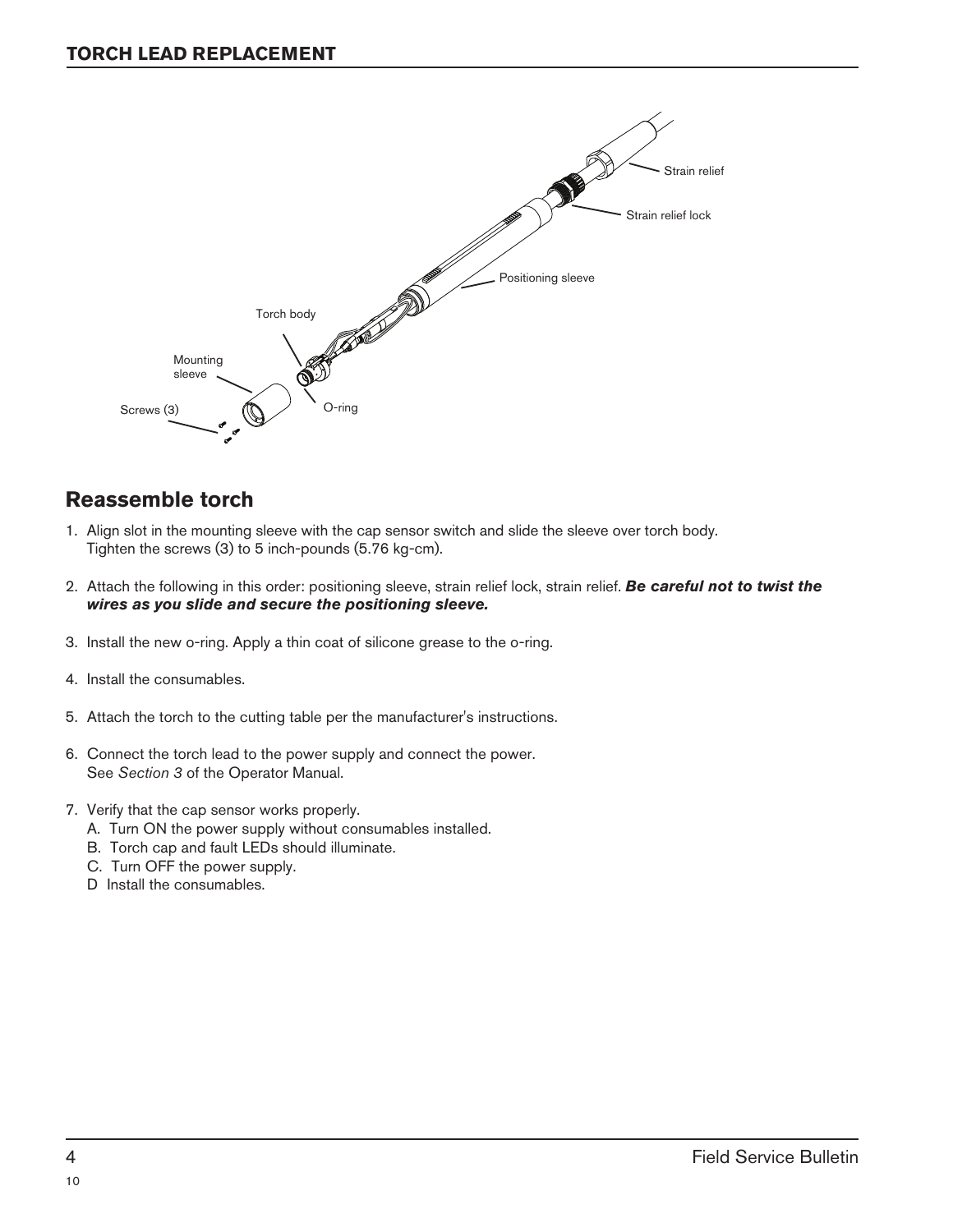## Reassemble torch

1. Align slot in the mounting sleeve with the cap sensor switch and slide the sleeve over torch body. Tighten the screws (3) to 5 inch-pounds (5.76 kg-cm).
2. Attach the following in this order: positioning sleeve, strain relief lock, strain relief. ***Be careful not to twist the wires as you slide and secure the positioning sleeve.***
3. Install the new o-ring. Apply a thin coat of silicone grease to the o-ring.
4. Install the consumables.
5. Attach the torch to the cutting table per the manufacturer's instructions.
6. Connect the torch lead to the power supply and connect the power. See *Section 3* of the Operator Manual.
7. Verify that the cap sensor works properly.
   A. Turn ON the power supply without consumables installed.
   B. Torch cap and fault LEDs should illuminate.
   C. Turn OFF the power supply.
   D Install the consumables.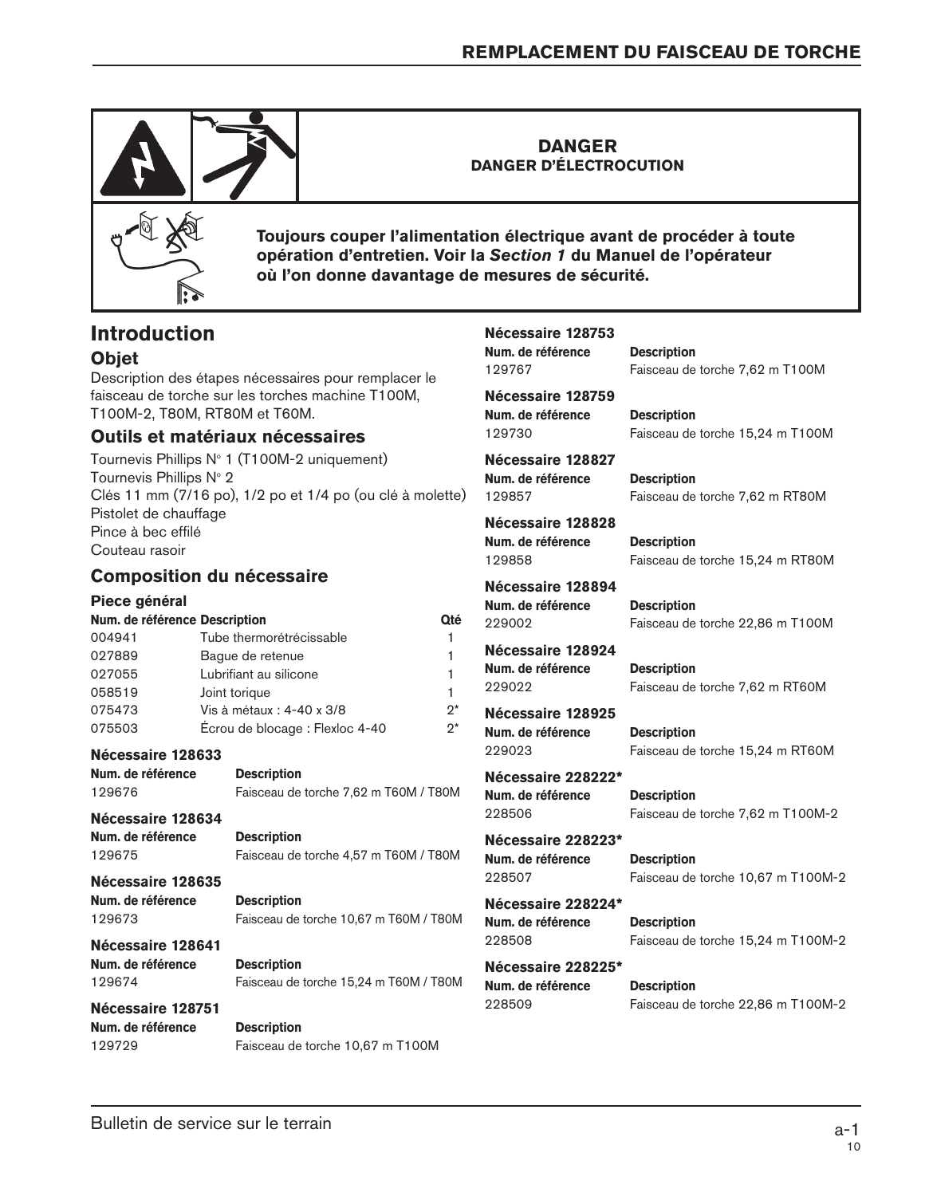**DANGER**
**DANGER D'ÉLECTROCUTION**

**Toujours couper l'alimentation électrique avant de procéder à toute opération d'entretien. Voir la *Section 1* du Manuel de l'opérateur où l'on donne davantage de mesures de sécurité.**

## Introduction

### Objet

Description des étapes nécessaires pour remplacer le faisceau de torche sur les torches machine T100M, T100M-2, T80M, RT80M et T60M.

### Outils et matériaux nécessaires

Tournevis Phillips N° 1 (T100M-2 uniquement)
Tournevis Phillips N° 2
Clés 11 mm (7/16 po), 1/2 po et 1/4 po (ou clé à molette)
Pistolet de chauffage
Pince à bec effilé
Couteau rasoir

### Composition du nécessaire

#### Piece général

| Num. de référence | Description | Qté |
|---|---|---|
| 004941 | Tube thermorétrécissable | 1 |
| 027889 | Bague de retenue | 1 |
| 027055 | Lubrifiant au silicone | 1 |
| 058519 | Joint torique | 1 |
| 075473 | Vis à métaux : 4-40 x 3/8 | 2* |
| 075503 | Écrou de blocage : Flexloc 4-40 | 2* |

#### Nécessaire 128633

| Num. de référence | Description |
|---|---|
| 129676 | Faisceau de torche 7,62 m T60M / T80M |

#### Nécessaire 128634

| Num. de référence | Description |
|---|---|
| 129675 | Faisceau de torche 4,57 m T60M / T80M |

#### Nécessaire 128635

| Num. de référence | Description |
|---|---|
| 129673 | Faisceau de torche 10,67 m T60M / T80M |

#### Nécessaire 128641

| Num. de référence | Description |
|---|---|
| 129674 | Faisceau de torche 15,24 m T60M / T80M |

#### Nécessaire 128751

| Num. de référence | Description |
|---|---|
| 129729 | Faisceau de torche 10,67 m T100M |

#### Nécessaire 128753

| Num. de référence | Description |
|---|---|
| 129767 | Faisceau de torche 7,62 m T100M |

#### Nécessaire 128759

| Num. de référence | Description |
|---|---|
| 129730 | Faisceau de torche 15,24 m T100M |

#### Nécessaire 128827

| Num. de référence | Description |
|---|---|
| 129857 | Faisceau de torche 7,62 m RT80M |

#### Nécessaire 128828

| Num. de référence | Description |
|---|---|
| 129858 | Faisceau de torche 15,24 m RT80M |

#### Nécessaire 128894

| Num. de référence | Description |
|---|---|
| 229002 | Faisceau de torche 22,86 m T100M |

#### Nécessaire 128924

| Num. de référence | Description |
|---|---|
| 229022 | Faisceau de torche 7,62 m RT60M |

#### Nécessaire 128925

| Num. de référence | Description |
|---|---|
| 229023 | Faisceau de torche 15,24 m RT60M |

#### Nécessaire 228222*

| Num. de référence | Description |
|---|---|
| 228506 | Faisceau de torche 7,62 m T100M-2 |

#### Nécessaire 228223*

| Num. de référence | Description |
|---|---|
| 228507 | Faisceau de torche 10,67 m T100M-2 |

#### Nécessaire 228224*

| Num. de référence | Description |
|---|---|
| 228508 | Faisceau de torche 15,24 m T100M-2 |

#### Nécessaire 228225*

| Num. de référence | Description |
|---|---|
| 228509 | Faisceau de torche 22,86 m T100M-2 |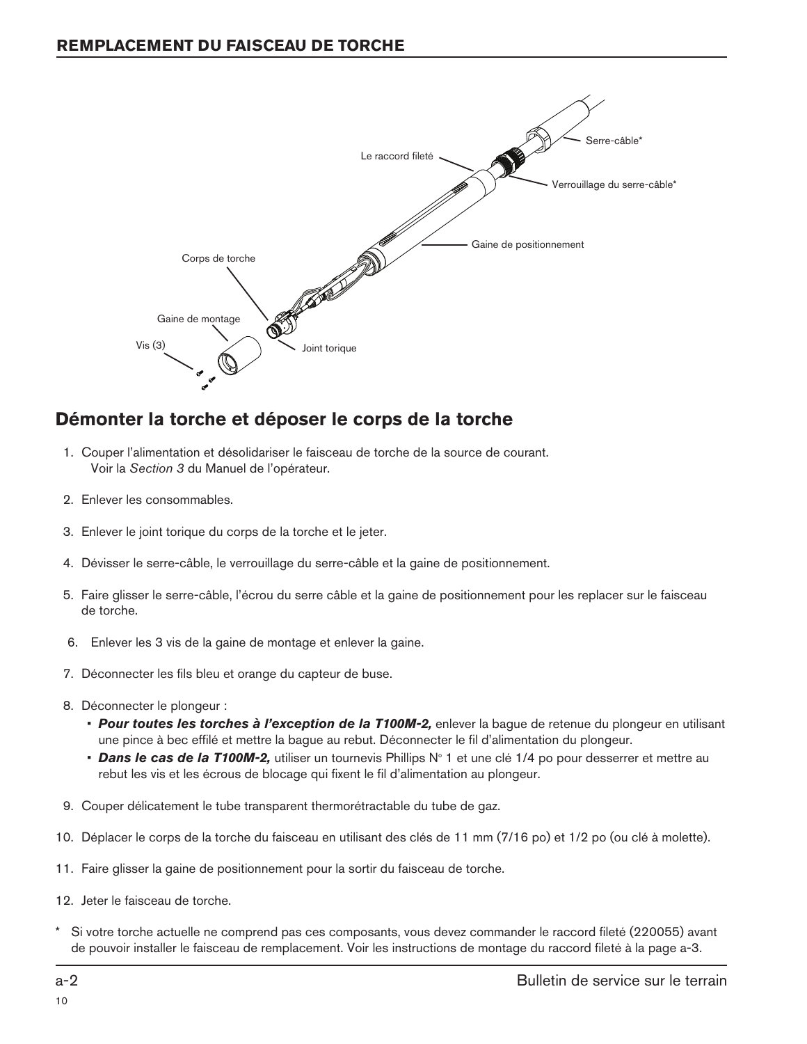## REMPLACEMENT DU FAISCEAU DE TORCHE

Le raccord fileté

Serre-câble*

Verrouillage du serre-câble*

Gaine de positionnement

Corps de torche

Gaine de montage

Vis (3)

Joint torique

## Démonter la torche et déposer le corps de la torche

1. Couper l'alimentation et désolidariser le faisceau de torche de la source de courant. Voir la *Section 3* du Manuel de l'opérateur.
2. Enlever les consommables.
3. Enlever le joint torique du corps de la torche et le jeter.
4. Dévisser le serre-câble, le verrouillage du serre-câble et la gaine de positionnement.
5. Faire glisser le serre-câble, l'écrou du serre câble et la gaine de positionnement pour les replacer sur le faisceau de torche.
6. Enlever les 3 vis de la gaine de montage et enlever la gaine.
7. Déconnecter les fils bleu et orange du capteur de buse.
8. Déconnecter le plongeur :
   - ***Pour toutes les torches à l'exception de la T100M-2,*** enlever la bague de retenue du plongeur en utilisant une pince à bec effilé et mettre la bague au rebut. Déconnecter le fil d'alimentation du plongeur.
   - ***Dans le cas de la T100M-2,*** utiliser un tournevis Phillips N° 1 et une clé 1/4 po pour desserrer et mettre au rebut les vis et les écrous de blocage qui fixent le fil d'alimentation au plongeur.
9. Couper délicatement le tube transparent thermorétractable du tube de gaz.
10. Déplacer le corps de la torche du faisceau en utilisant des clés de 11 mm (7/16 po) et 1/2 po (ou clé à molette).
11. Faire glisser la gaine de positionnement pour la sortir du faisceau de torche.
12. Jeter le faisceau de torche.

\* Si votre torche actuelle ne comprend pas ces composants, vous devez commander le raccord fileté (220055) avant de pouvoir installer le faisceau de remplacement. Voir les instructions de montage du raccord fileté à la page a-3.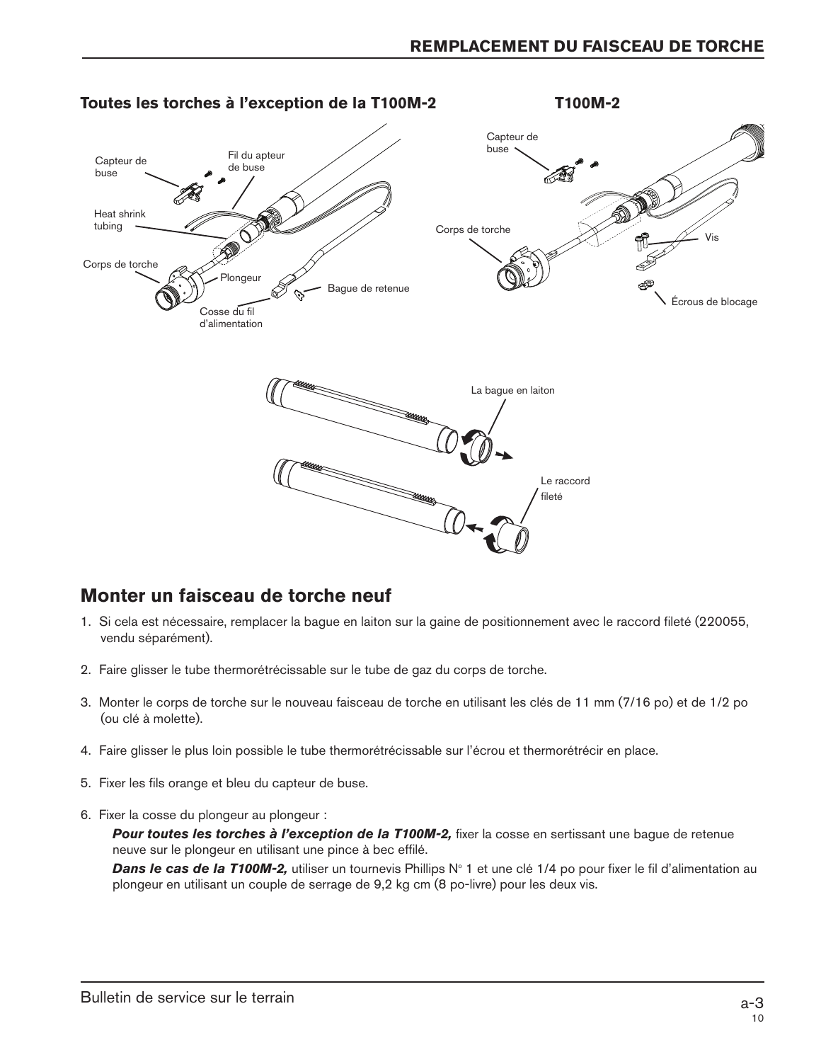**Toutes les torches à l'exception de la T100M-2**

Capteur de buse

Fil du apteur de buse

Heat shrink tubing

Corps de torche

Plongeur

Bague de retenue

Cosse du fil d'alimentation

**T100M-2**

Capteur de buse

Corps de torche

Vis

Écrous de blocage

La bague en laiton

Le raccord fileté

## Monter un faisceau de torche neuf

1. Si cela est nécessaire, remplacer la bague en laiton sur la gaine de positionnement avec le raccord fileté (220055, vendu séparément).
2. Faire glisser le tube thermorétrécissable sur le tube de gaz du corps de torche.
3. Monter le corps de torche sur le nouveau faisceau de torche en utilisant les clés de 11 mm (7/16 po) et de 1/2 po (ou clé à molette).
4. Faire glisser le plus loin possible le tube thermorétrécissable sur l'écrou et thermorétrécir en place.
5. Fixer les fils orange et bleu du capteur de buse.
6. Fixer la cosse du plongeur au plongeur :

   ***Pour toutes les torches à l'exception de la T100M-2,*** fixer la cosse en sertissant une bague de retenue neuve sur le plongeur en utilisant une pince à bec effilé.

   ***Dans le cas de la T100M-2,*** utiliser un tournevis Phillips N° 1 et une clé 1/4 po pour fixer le fil d'alimentation au plongeur en utilisant un couple de serrage de 9,2 kg cm (8 po-livre) pour les deux vis.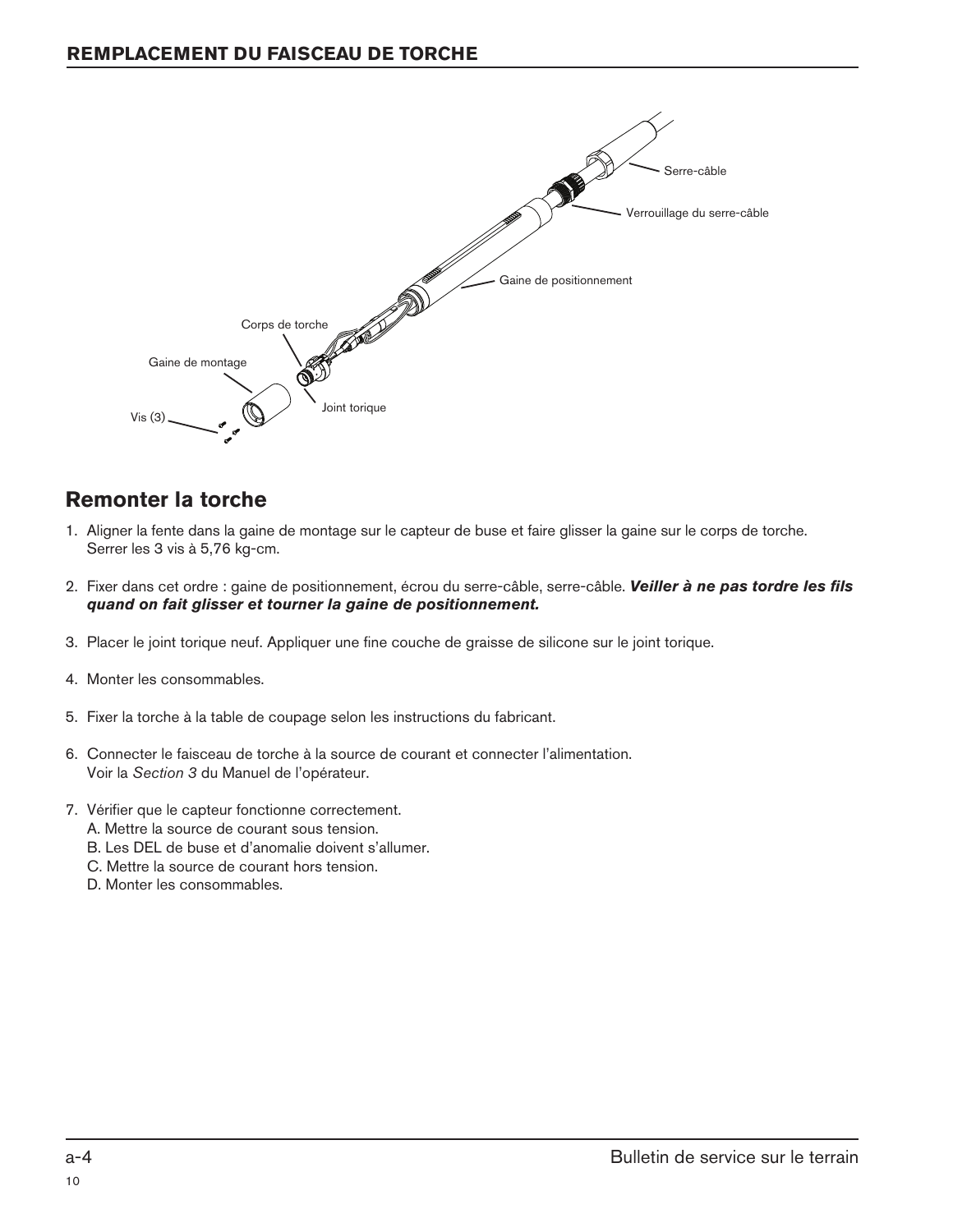## REMPLACEMENT DU FAISCEAU DE TORCHE

Serre-câble

Verrouillage du serre-câble

Gaine de positionnement

Corps de torche

Gaine de montage

Joint torique

Vis (3)

## Remonter la torche

1. Aligner la fente dans la gaine de montage sur le capteur de buse et faire glisser la gaine sur le corps de torche. Serrer les 3 vis à 5,76 kg-cm.
2. Fixer dans cet ordre : gaine de positionnement, écrou du serre-câble, serre-câble. ***Veiller à ne pas tordre les fils quand on fait glisser et tourner la gaine de positionnement.***
3. Placer le joint torique neuf. Appliquer une fine couche de graisse de silicone sur le joint torique.
4. Monter les consommables.
5. Fixer la torche à la table de coupage selon les instructions du fabricant.
6. Connecter le faisceau de torche à la source de courant et connecter l'alimentation. Voir la *Section 3* du Manuel de l'opérateur.
7. Vérifier que le capteur fonctionne correctement.
   A. Mettre la source de courant sous tension.
   B. Les DEL de buse et d'anomalie doivent s'allumer.
   C. Mettre la source de courant hors tension.
   D. Monter les consommables.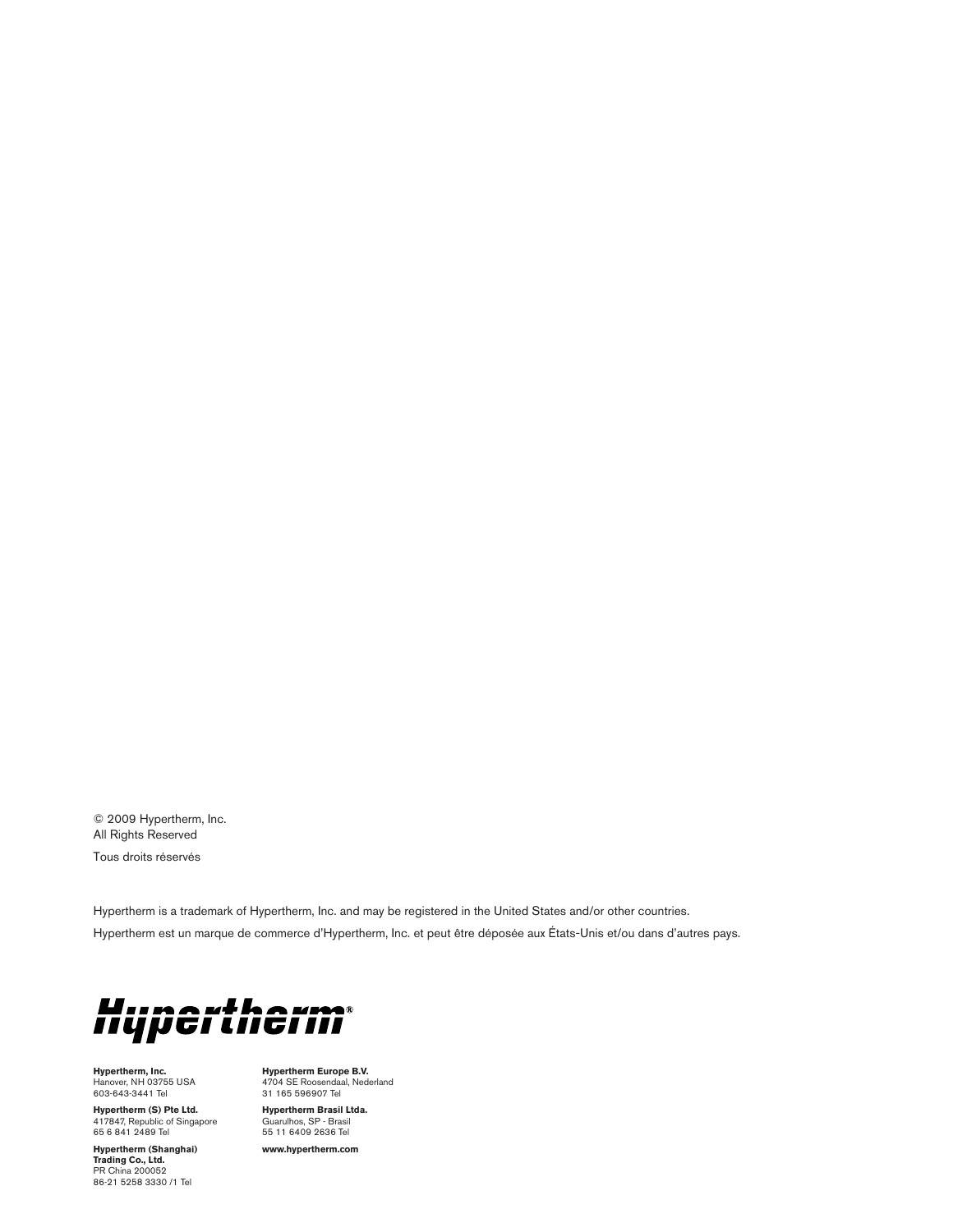© 2009 Hypertherm, Inc.
All Rights Reserved

Tous droits réservés

Hypertherm is a trademark of Hypertherm, Inc. and may be registered in the United States and/or other countries.

Hypertherm est un marque de commerce d'Hypertherm, Inc. et peut être déposée aux États-Unis et/ou dans d'autres pays.

Hypertherm®

**Hypertherm, Inc.**
Hanover, NH 03755 USA
603-643-3441 Tel

**Hypertherm (S) Pte Ltd.**
417847, Republic of Singapore
65 6 841 2489 Tel

**Hypertherm (Shanghai) Trading Co., Ltd.**
PR China 200052
86-21 5258 3330 /1 Tel

**Hypertherm Europe B.V.**
4704 SE Roosendaal, Nederland
31 165 596907 Tel

**Hypertherm Brasil Ltda.**
Guarulhos, SP - Brasil
55 11 6409 2636 Tel

**www.hypertherm.com**